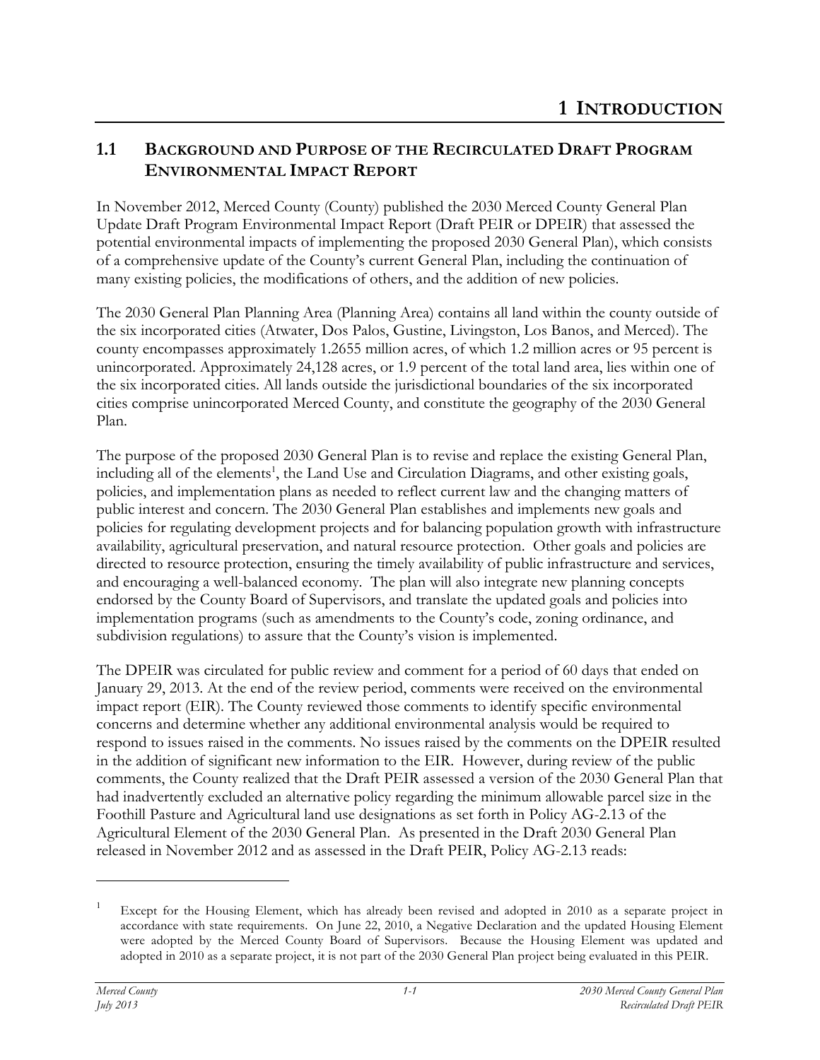# 1 INTRODUCTION

## 1.1 BACKGROUND AND PURPOSE OF THE RECIRCULATED DRAFT PROGRAM ENVIRONMENTAL IMPACT REPORT

In November 2012, Merced County (County) published the 2030 Merced County General Plan Update Draft Program Environmental Impact Report (Draft PEIR or DPEIR) that assessed the potential environmental impacts of implementing the proposed 2030 General Plan), which consists of a comprehensive update of the County's current General Plan, including the continuation of many existing policies, the modifications of others, and the addition of new policies.

The 2030 General Plan Planning Area (Planning Area) contains all land within the county outside of the six incorporated cities (Atwater, Dos Palos, Gustine, Livingston, Los Banos, and Merced). The county encompasses approximately 1.2655 million acres, of which 1.2 million acres or 95 percent is unincorporated. Approximately 24,128 acres, or 1.9 percent of the total land area, lies within one of the six incorporated cities. All lands outside the jurisdictional boundaries of the six incorporated cities comprise unincorporated Merced County, and constitute the geography of the 2030 General Plan.

The purpose of the proposed 2030 General Plan is to revise and replace the existing General Plan, including all of the elements[1], the Land Use and Circulation Diagrams, and other existing goals, policies, and implementation plans as needed to reflect current law and the changing matters of public interest and concern. The 2030 General Plan establishes and implements new goals and policies for regulating development projects and for balancing population growth with infrastructure availability, agricultural preservation, and natural resource protection. Other goals and policies are directed to resource protection, ensuring the timely availability of public infrastructure and services, and encouraging a well-balanced economy. The plan will also integrate new planning concepts endorsed by the County Board of Supervisors, and translate the updated goals and policies into implementation programs (such as amendments to the County's code, zoning ordinance, and subdivision regulations) to assure that the County's vision is implemented.

The DPEIR was circulated for public review and comment for a period of 60 days that ended on January 29, 2013. At the end of the review period, comments were received on the environmental impact report (EIR). The County reviewed those comments to identify specific environmental concerns and determine whether any additional environmental analysis would be required to respond to issues raised in the comments. No issues raised by the comments on the DPEIR resulted in the addition of significant new information to the EIR. However, during review of the public comments, the County realized that the Draft PEIR assessed a version of the 2030 General Plan that had inadvertently excluded an alternative policy regarding the minimum allowable parcel size in the Foothill Pasture and Agricultural land use designations as set forth in Policy AG-2.13 of the Agricultural Element of the 2030 General Plan. As presented in the Draft 2030 General Plan released in November 2012 and as assessed in the Draft PEIR, Policy AG-2.13 reads:

---

[1] Except for the Housing Element, which has already been revised and adopted in 2010 as a separate project in accordance with state requirements. On June 22, 2010, a Negative Declaration and the updated Housing Element were adopted by the Merced County Board of Supervisors. Because the Housing Element was updated and adopted in 2010 as a separate project, it is not part of the 2030 General Plan project being evaluated in this PEIR.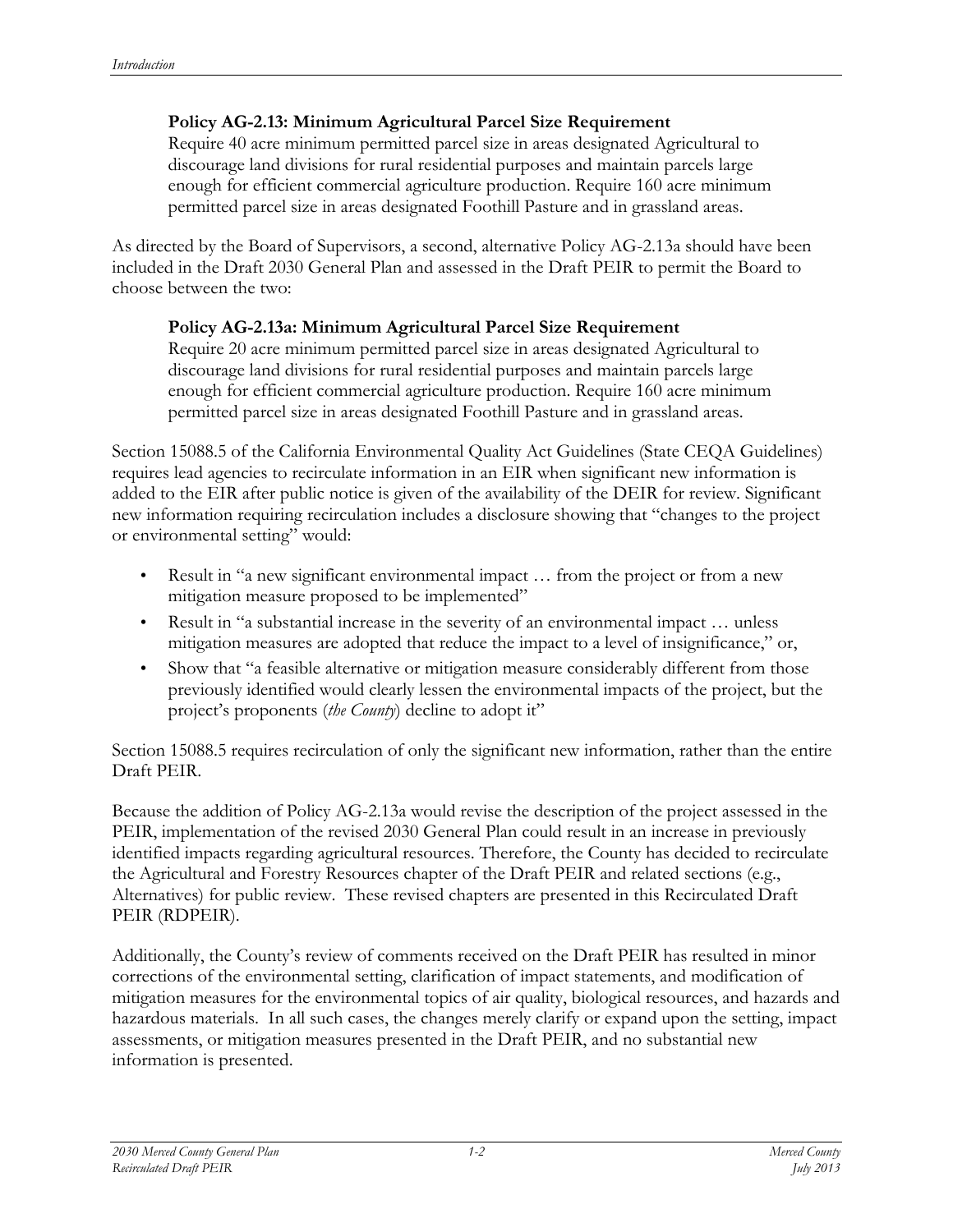**Policy AG-2.13: Minimum Agricultural Parcel Size Requirement**
Require 40 acre minimum permitted parcel size in areas designated Agricultural to discourage land divisions for rural residential purposes and maintain parcels large enough for efficient commercial agriculture production. Require 160 acre minimum permitted parcel size in areas designated Foothill Pasture and in grassland areas.

As directed by the Board of Supervisors, a second, alternative Policy AG-2.13a should have been included in the Draft 2030 General Plan and assessed in the Draft PEIR to permit the Board to choose between the two:

**Policy AG-2.13a: Minimum Agricultural Parcel Size Requirement**
Require 20 acre minimum permitted parcel size in areas designated Agricultural to discourage land divisions for rural residential purposes and maintain parcels large enough for efficient commercial agriculture production. Require 160 acre minimum permitted parcel size in areas designated Foothill Pasture and in grassland areas.

Section 15088.5 of the California Environmental Quality Act Guidelines (State CEQA Guidelines) requires lead agencies to recirculate information in an EIR when significant new information is added to the EIR after public notice is given of the availability of the DEIR for review. Significant new information requiring recirculation includes a disclosure showing that "changes to the project or environmental setting" would:

- Result in "a new significant environmental impact … from the project or from a new mitigation measure proposed to be implemented"
- Result in "a substantial increase in the severity of an environmental impact … unless mitigation measures are adopted that reduce the impact to a level of insignificance," or,
- Show that "a feasible alternative or mitigation measure considerably different from those previously identified would clearly lessen the environmental impacts of the project, but the project's proponents (*the County*) decline to adopt it"

Section 15088.5 requires recirculation of only the significant new information, rather than the entire Draft PEIR.

Because the addition of Policy AG-2.13a would revise the description of the project assessed in the PEIR, implementation of the revised 2030 General Plan could result in an increase in previously identified impacts regarding agricultural resources. Therefore, the County has decided to recirculate the Agricultural and Forestry Resources chapter of the Draft PEIR and related sections (e.g., Alternatives) for public review. These revised chapters are presented in this Recirculated Draft PEIR (RDPEIR).

Additionally, the County's review of comments received on the Draft PEIR has resulted in minor corrections of the environmental setting, clarification of impact statements, and modification of mitigation measures for the environmental topics of air quality, biological resources, and hazards and hazardous materials. In all such cases, the changes merely clarify or expand upon the setting, impact assessments, or mitigation measures presented in the Draft PEIR, and no substantial new information is presented.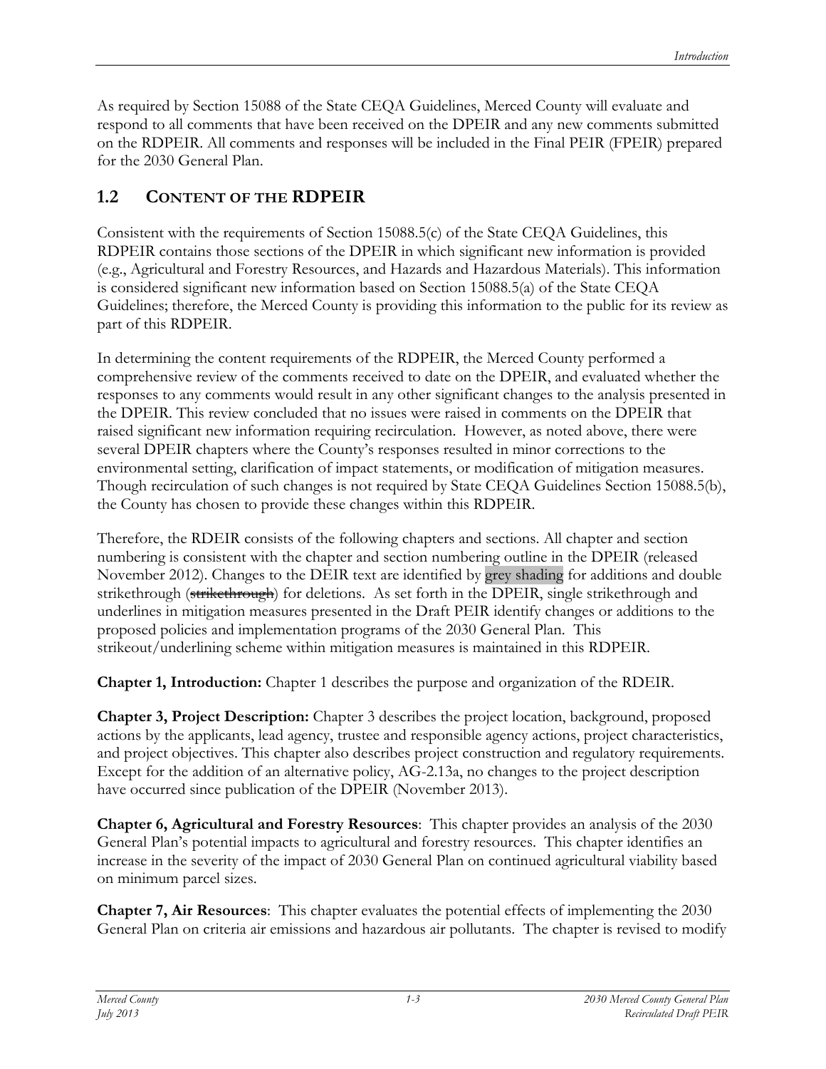As required by Section 15088 of the State CEQA Guidelines, Merced County will evaluate and respond to all comments that have been received on the DPEIR and any new comments submitted on the RDPEIR. All comments and responses will be included in the Final PEIR (FPEIR) prepared for the 2030 General Plan.

## 1.2 Content of the RDPEIR

Consistent with the requirements of Section 15088.5(c) of the State CEQA Guidelines, this RDPEIR contains those sections of the DPEIR in which significant new information is provided (e.g., Agricultural and Forestry Resources, and Hazards and Hazardous Materials). This information is considered significant new information based on Section 15088.5(a) of the State CEQA Guidelines; therefore, the Merced County is providing this information to the public for its review as part of this RDPEIR.

In determining the content requirements of the RDPEIR, the Merced County performed a comprehensive review of the comments received to date on the DPEIR, and evaluated whether the responses to any comments would result in any other significant changes to the analysis presented in the DPEIR. This review concluded that no issues were raised in comments on the DPEIR that raised significant new information requiring recirculation. However, as noted above, there were several DPEIR chapters where the County's responses resulted in minor corrections to the environmental setting, clarification of impact statements, or modification of mitigation measures. Though recirculation of such changes is not required by State CEQA Guidelines Section 15088.5(b), the County has chosen to provide these changes within this RDPEIR.

Therefore, the RDEIR consists of the following chapters and sections. All chapter and section numbering is consistent with the chapter and section numbering outline in the DPEIR (released November 2012). Changes to the DEIR text are identified by grey shading for additions and double strikethrough (~~strikethrough~~) for deletions. As set forth in the DPEIR, single strikethrough and underlines in mitigation measures presented in the Draft PEIR identify changes or additions to the proposed policies and implementation programs of the 2030 General Plan. This strikeout/underlining scheme within mitigation measures is maintained in this RDPEIR.

**Chapter 1, Introduction:** Chapter 1 describes the purpose and organization of the RDEIR.

**Chapter 3, Project Description:** Chapter 3 describes the project location, background, proposed actions by the applicants, lead agency, trustee and responsible agency actions, project characteristics, and project objectives. This chapter also describes project construction and regulatory requirements. Except for the addition of an alternative policy, AG-2.13a, no changes to the project description have occurred since publication of the DPEIR (November 2013).

**Chapter 6, Agricultural and Forestry Resources**: This chapter provides an analysis of the 2030 General Plan's potential impacts to agricultural and forestry resources. This chapter identifies an increase in the severity of the impact of 2030 General Plan on continued agricultural viability based on minimum parcel sizes.

**Chapter 7, Air Resources**: This chapter evaluates the potential effects of implementing the 2030 General Plan on criteria air emissions and hazardous air pollutants. The chapter is revised to modify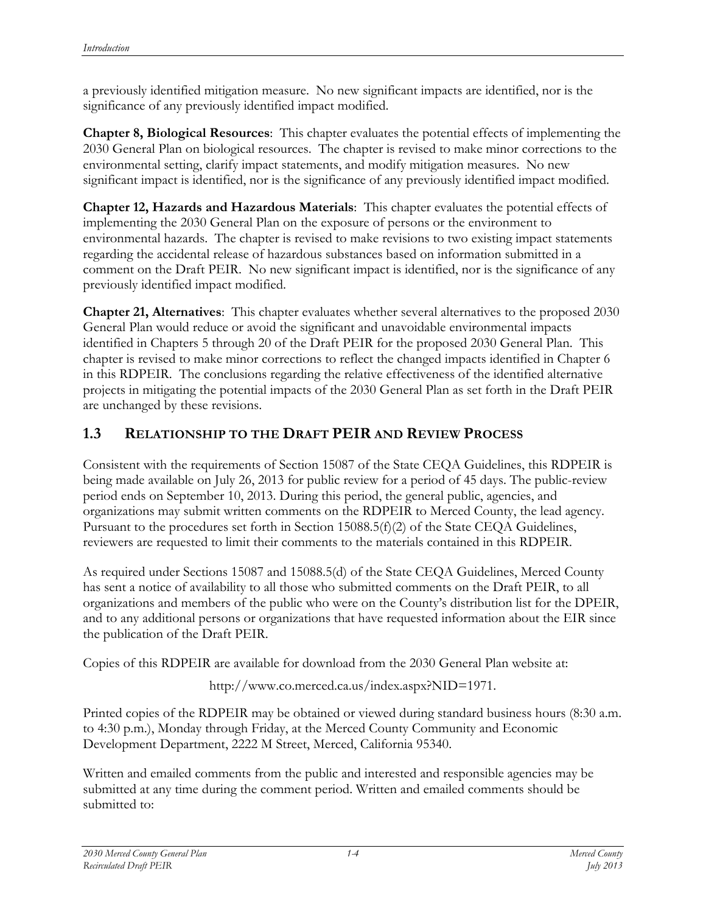a previously identified mitigation measure. No new significant impacts are identified, nor is the significance of any previously identified impact modified.

**Chapter 8, Biological Resources**: This chapter evaluates the potential effects of implementing the 2030 General Plan on biological resources. The chapter is revised to make minor corrections to the environmental setting, clarify impact statements, and modify mitigation measures. No new significant impact is identified, nor is the significance of any previously identified impact modified.

**Chapter 12, Hazards and Hazardous Materials**: This chapter evaluates the potential effects of implementing the 2030 General Plan on the exposure of persons or the environment to environmental hazards. The chapter is revised to make revisions to two existing impact statements regarding the accidental release of hazardous substances based on information submitted in a comment on the Draft PEIR. No new significant impact is identified, nor is the significance of any previously identified impact modified.

**Chapter 21, Alternatives**: This chapter evaluates whether several alternatives to the proposed 2030 General Plan would reduce or avoid the significant and unavoidable environmental impacts identified in Chapters 5 through 20 of the Draft PEIR for the proposed 2030 General Plan. This chapter is revised to make minor corrections to reflect the changed impacts identified in Chapter 6 in this RDPEIR. The conclusions regarding the relative effectiveness of the identified alternative projects in mitigating the potential impacts of the 2030 General Plan as set forth in the Draft PEIR are unchanged by these revisions.

## 1.3 Relationship to the Draft PEIR and Review Process

Consistent with the requirements of Section 15087 of the State CEQA Guidelines, this RDPEIR is being made available on July 26, 2013 for public review for a period of 45 days. The public-review period ends on September 10, 2013. During this period, the general public, agencies, and organizations may submit written comments on the RDPEIR to Merced County, the lead agency. Pursuant to the procedures set forth in Section 15088.5(f)(2) of the State CEQA Guidelines, reviewers are requested to limit their comments to the materials contained in this RDPEIR.

As required under Sections 15087 and 15088.5(d) of the State CEQA Guidelines, Merced County has sent a notice of availability to all those who submitted comments on the Draft PEIR, to all organizations and members of the public who were on the County's distribution list for the DPEIR, and to any additional persons or organizations that have requested information about the EIR since the publication of the Draft PEIR.

Copies of this RDPEIR are available for download from the 2030 General Plan website at:

http://www.co.merced.ca.us/index.aspx?NID=1971.

Printed copies of the RDPEIR may be obtained or viewed during standard business hours (8:30 a.m. to 4:30 p.m.), Monday through Friday, at the Merced County Community and Economic Development Department, 2222 M Street, Merced, California 95340.

Written and emailed comments from the public and interested and responsible agencies may be submitted at any time during the comment period. Written and emailed comments should be submitted to: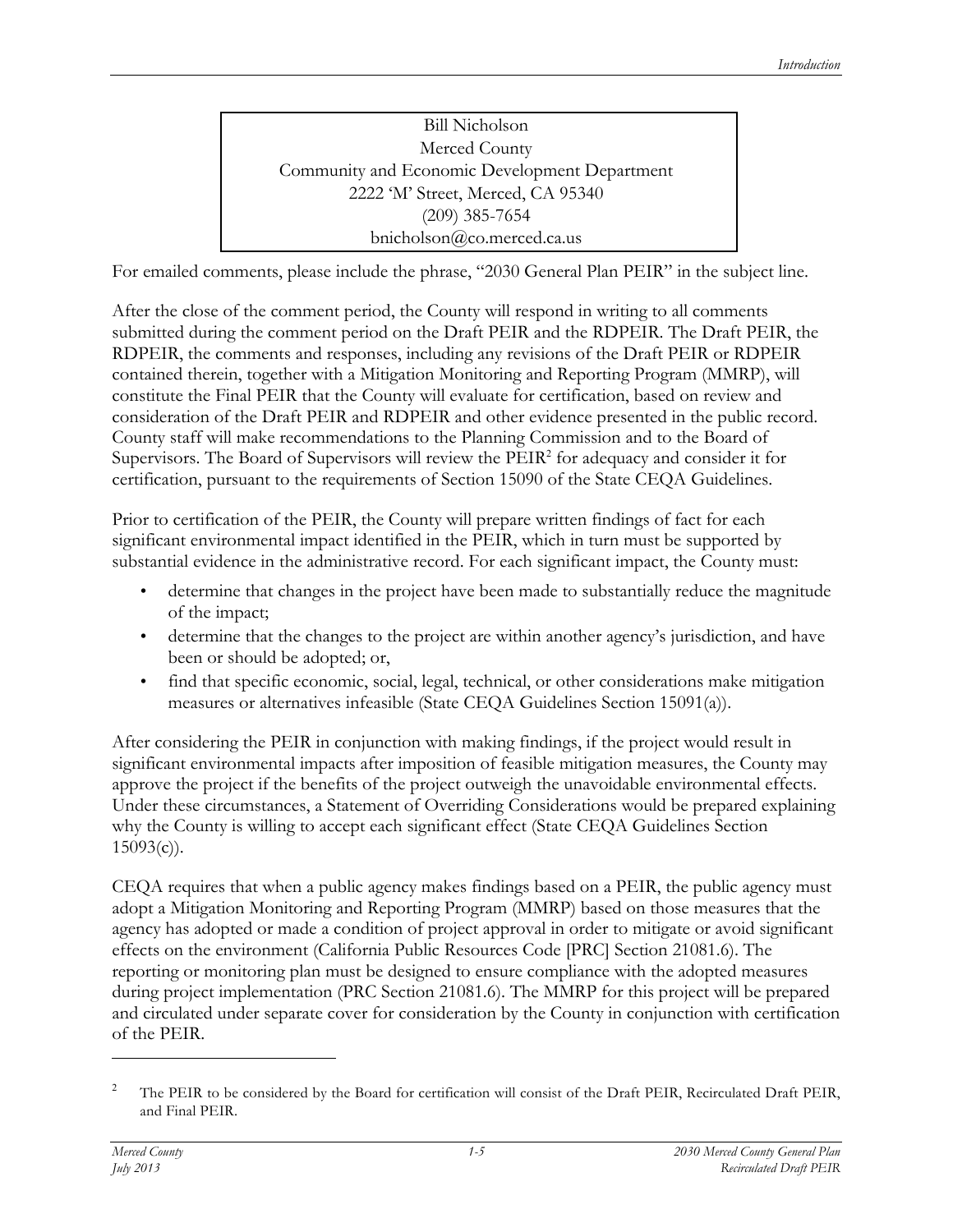Bill Nicholson
Merced County
Community and Economic Development Department
2222 'M' Street, Merced, CA 95340
(209) 385-7654
bnicholson@co.merced.ca.us

For emailed comments, please include the phrase, "2030 General Plan PEIR" in the subject line.

After the close of the comment period, the County will respond in writing to all comments submitted during the comment period on the Draft PEIR and the RDPEIR. The Draft PEIR, the RDPEIR, the comments and responses, including any revisions of the Draft PEIR or RDPEIR contained therein, together with a Mitigation Monitoring and Reporting Program (MMRP), will constitute the Final PEIR that the County will evaluate for certification, based on review and consideration of the Draft PEIR and RDPEIR and other evidence presented in the public record. County staff will make recommendations to the Planning Commission and to the Board of Supervisors. The Board of Supervisors will review the PEIR[2] for adequacy and consider it for certification, pursuant to the requirements of Section 15090 of the State CEQA Guidelines.

Prior to certification of the PEIR, the County will prepare written findings of fact for each significant environmental impact identified in the PEIR, which in turn must be supported by substantial evidence in the administrative record. For each significant impact, the County must:

- determine that changes in the project have been made to substantially reduce the magnitude of the impact;
- determine that the changes to the project are within another agency's jurisdiction, and have been or should be adopted; or,
- find that specific economic, social, legal, technical, or other considerations make mitigation measures or alternatives infeasible (State CEQA Guidelines Section 15091(a)).

After considering the PEIR in conjunction with making findings, if the project would result in significant environmental impacts after imposition of feasible mitigation measures, the County may approve the project if the benefits of the project outweigh the unavoidable environmental effects. Under these circumstances, a Statement of Overriding Considerations would be prepared explaining why the County is willing to accept each significant effect (State CEQA Guidelines Section 15093(c)).

CEQA requires that when a public agency makes findings based on a PEIR, the public agency must adopt a Mitigation Monitoring and Reporting Program (MMRP) based on those measures that the agency has adopted or made a condition of project approval in order to mitigate or avoid significant effects on the environment (California Public Resources Code [PRC] Section 21081.6). The reporting or monitoring plan must be designed to ensure compliance with the adopted measures during project implementation (PRC Section 21081.6). The MMRP for this project will be prepared and circulated under separate cover for consideration by the County in conjunction with certification of the PEIR.

---

[2] The PEIR to be considered by the Board for certification will consist of the Draft PEIR, Recirculated Draft PEIR, and Final PEIR.